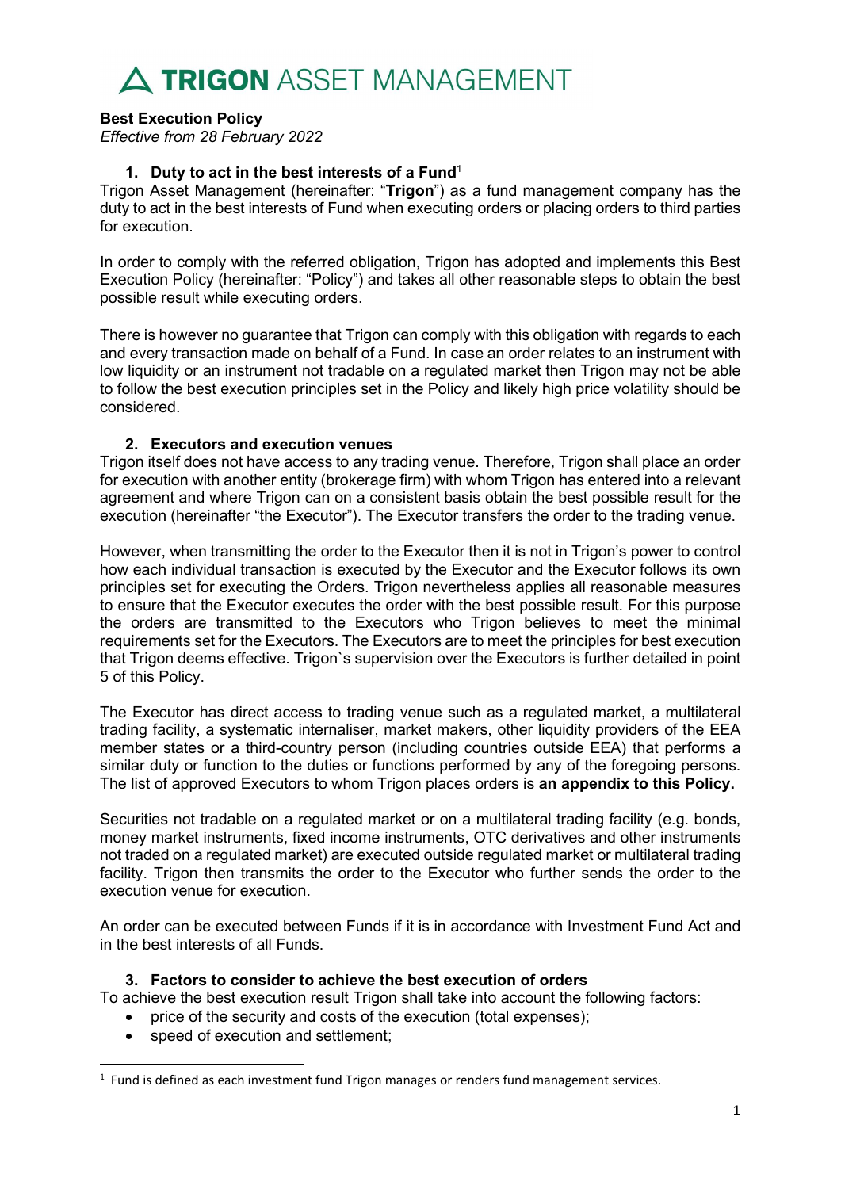**TRIGON** ASSET MANAGEMENT

**Best Execution Policy**
*Effective from 28 February 2022*

## 1. Duty to act in the best interests of a Fund[1]

Trigon Asset Management (hereinafter: "**Trigon**") as a fund management company has the duty to act in the best interests of Fund when executing orders or placing orders to third parties for execution.

In order to comply with the referred obligation, Trigon has adopted and implements this Best Execution Policy (hereinafter: "Policy") and takes all other reasonable steps to obtain the best possible result while executing orders.

There is however no guarantee that Trigon can comply with this obligation with regards to each and every transaction made on behalf of a Fund. In case an order relates to an instrument with low liquidity or an instrument not tradable on a regulated market then Trigon may not be able to follow the best execution principles set in the Policy and likely high price volatility should be considered.

## 2. Executors and execution venues

Trigon itself does not have access to any trading venue. Therefore, Trigon shall place an order for execution with another entity (brokerage firm) with whom Trigon has entered into a relevant agreement and where Trigon can on a consistent basis obtain the best possible result for the execution (hereinafter "the Executor"). The Executor transfers the order to the trading venue.

However, when transmitting the order to the Executor then it is not in Trigon's power to control how each individual transaction is executed by the Executor and the Executor follows its own principles set for executing the Orders. Trigon nevertheless applies all reasonable measures to ensure that the Executor executes the order with the best possible result. For this purpose the orders are transmitted to the Executors who Trigon believes to meet the minimal requirements set for the Executors. The Executors are to meet the principles for best execution that Trigon deems effective. Trigon`s supervision over the Executors is further detailed in point 5 of this Policy.

The Executor has direct access to trading venue such as a regulated market, a multilateral trading facility, a systematic internaliser, market makers, other liquidity providers of the EEA member states or a third-country person (including countries outside EEA) that performs a similar duty or function to the duties or functions performed by any of the foregoing persons. The list of approved Executors to whom Trigon places orders is **an appendix to this Policy.**

Securities not tradable on a regulated market or on a multilateral trading facility (e.g. bonds, money market instruments, fixed income instruments, OTC derivatives and other instruments not traded on a regulated market) are executed outside regulated market or multilateral trading facility. Trigon then transmits the order to the Executor who further sends the order to the execution venue for execution.

An order can be executed between Funds if it is in accordance with Investment Fund Act and in the best interests of all Funds.

## 3. Factors to consider to achieve the best execution of orders

To achieve the best execution result Trigon shall take into account the following factors:

- price of the security and costs of the execution (total expenses);
- speed of execution and settlement;

[1] Fund is defined as each investment fund Trigon manages or renders fund management services.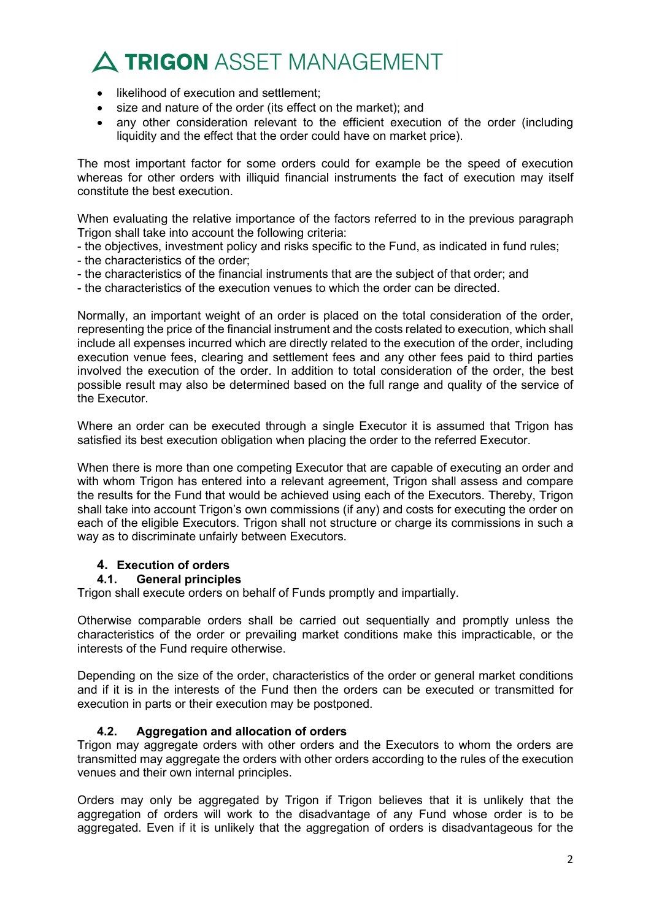- likelihood of execution and settlement;
- size and nature of the order (its effect on the market); and
- any other consideration relevant to the efficient execution of the order (including liquidity and the effect that the order could have on market price).

The most important factor for some orders could for example be the speed of execution whereas for other orders with illiquid financial instruments the fact of execution may itself constitute the best execution.

When evaluating the relative importance of the factors referred to in the previous paragraph Trigon shall take into account the following criteria:

- the objectives, investment policy and risks specific to the Fund, as indicated in fund rules;
- the characteristics of the order;
- the characteristics of the financial instruments that are the subject of that order; and
- the characteristics of the execution venues to which the order can be directed.

Normally, an important weight of an order is placed on the total consideration of the order, representing the price of the financial instrument and the costs related to execution, which shall include all expenses incurred which are directly related to the execution of the order, including execution venue fees, clearing and settlement fees and any other fees paid to third parties involved the execution of the order. In addition to total consideration of the order, the best possible result may also be determined based on the full range and quality of the service of the Executor.

Where an order can be executed through a single Executor it is assumed that Trigon has satisfied its best execution obligation when placing the order to the referred Executor.

When there is more than one competing Executor that are capable of executing an order and with whom Trigon has entered into a relevant agreement, Trigon shall assess and compare the results for the Fund that would be achieved using each of the Executors. Thereby, Trigon shall take into account Trigon's own commissions (if any) and costs for executing the order on each of the eligible Executors. Trigon shall not structure or charge its commissions in such a way as to discriminate unfairly between Executors.

## 4. Execution of orders

### 4.1. General principles

Trigon shall execute orders on behalf of Funds promptly and impartially.

Otherwise comparable orders shall be carried out sequentially and promptly unless the characteristics of the order or prevailing market conditions make this impracticable, or the interests of the Fund require otherwise.

Depending on the size of the order, characteristics of the order or general market conditions and if it is in the interests of the Fund then the orders can be executed or transmitted for execution in parts or their execution may be postponed.

### 4.2. Aggregation and allocation of orders

Trigon may aggregate orders with other orders and the Executors to whom the orders are transmitted may aggregate the orders with other orders according to the rules of the execution venues and their own internal principles.

Orders may only be aggregated by Trigon if Trigon believes that it is unlikely that the aggregation of orders will work to the disadvantage of any Fund whose order is to be aggregated. Even if it is unlikely that the aggregation of orders is disadvantageous for the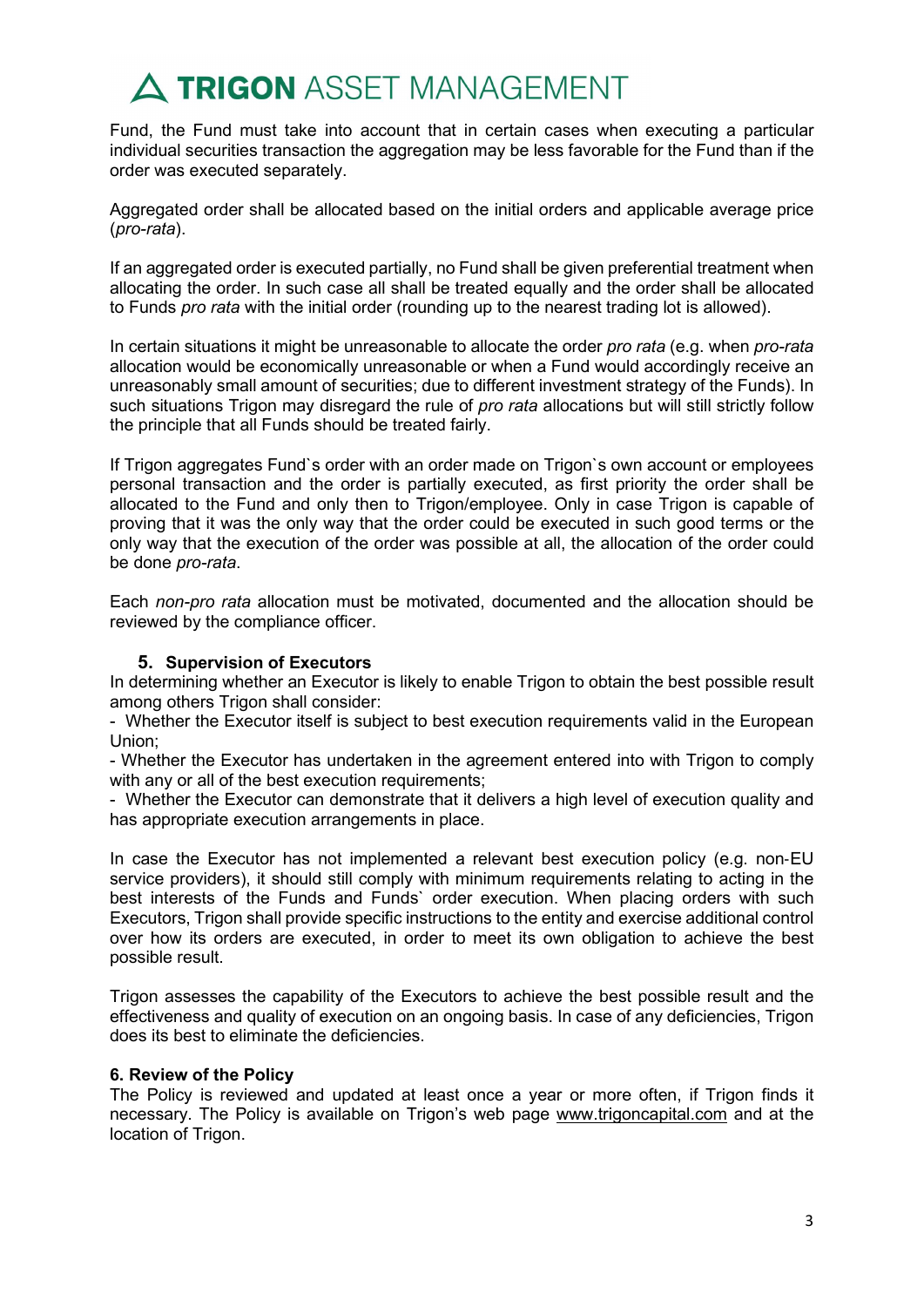Fund, the Fund must take into account that in certain cases when executing a particular individual securities transaction the aggregation may be less favorable for the Fund than if the order was executed separately.

Aggregated order shall be allocated based on the initial orders and applicable average price (*pro-rata*).

If an aggregated order is executed partially, no Fund shall be given preferential treatment when allocating the order. In such case all shall be treated equally and the order shall be allocated to Funds *pro rata* with the initial order (rounding up to the nearest trading lot is allowed).

In certain situations it might be unreasonable to allocate the order *pro rata* (e.g. when *pro-rata* allocation would be economically unreasonable or when a Fund would accordingly receive an unreasonably small amount of securities; due to different investment strategy of the Funds). In such situations Trigon may disregard the rule of *pro rata* allocations but will still strictly follow the principle that all Funds should be treated fairly.

If Trigon aggregates Fund`s order with an order made on Trigon`s own account or employees personal transaction and the order is partially executed, as first priority the order shall be allocated to the Fund and only then to Trigon/employee. Only in case Trigon is capable of proving that it was the only way that the order could be executed in such good terms or the only way that the execution of the order was possible at all, the allocation of the order could be done *pro-rata*.

Each *non-pro rata* allocation must be motivated, documented and the allocation should be reviewed by the compliance officer.

## 5. Supervision of Executors

In determining whether an Executor is likely to enable Trigon to obtain the best possible result among others Trigon shall consider:

- Whether the Executor itself is subject to best execution requirements valid in the European Union;
- Whether the Executor has undertaken in the agreement entered into with Trigon to comply with any or all of the best execution requirements;
- Whether the Executor can demonstrate that it delivers a high level of execution quality and has appropriate execution arrangements in place.

In case the Executor has not implemented a relevant best execution policy (e.g. non-EU service providers), it should still comply with minimum requirements relating to acting in the best interests of the Funds and Funds` order execution. When placing orders with such Executors, Trigon shall provide specific instructions to the entity and exercise additional control over how its orders are executed, in order to meet its own obligation to achieve the best possible result.

Trigon assesses the capability of the Executors to achieve the best possible result and the effectiveness and quality of execution on an ongoing basis. In case of any deficiencies, Trigon does its best to eliminate the deficiencies.

## 6. Review of the Policy

The Policy is reviewed and updated at least once a year or more often, if Trigon finds it necessary. The Policy is available on Trigon's web page www.trigoncapital.com and at the location of Trigon.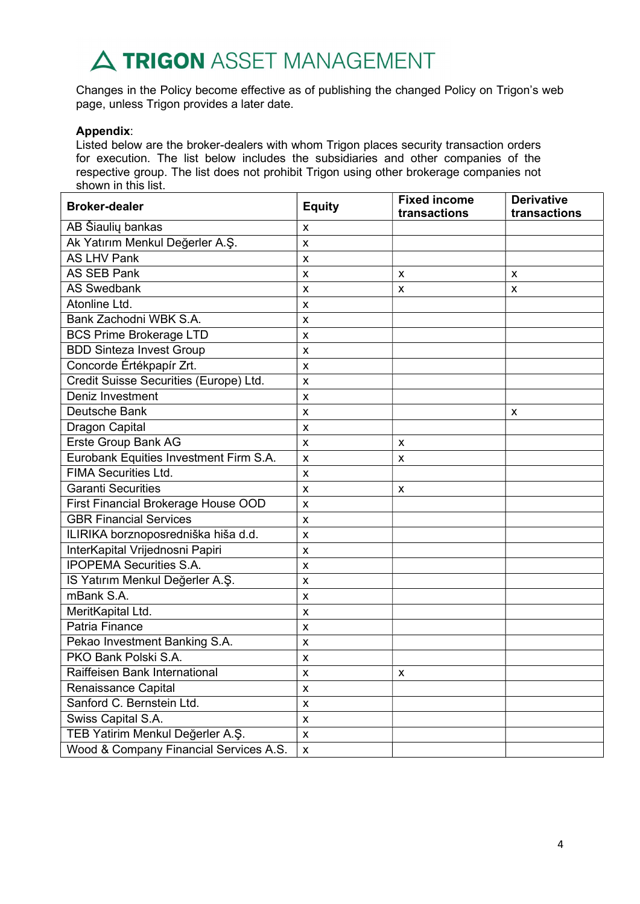Changes in the Policy become effective as of publishing the changed Policy on Trigon's web page, unless Trigon provides a later date.

**Appendix**:
Listed below are the broker-dealers with whom Trigon places security transaction orders for execution. The list below includes the subsidiaries and other companies of the respective group. The list does not prohibit Trigon using other brokerage companies not shown in this list.

| Broker-dealer | Equity | Fixed income transactions | Derivative transactions |
|---|---|---|---|
| AB Šiaulių bankas | x | | |
| Ak Yatırım Menkul Değerler A.Ş. | x | | |
| AS LHV Pank | x | | |
| AS SEB Pank | x | x | x |
| AS Swedbank | x | x | x |
| Atonline Ltd. | x | | |
| Bank Zachodni WBK S.A. | x | | |
| BCS Prime Brokerage LTD | x | | |
| BDD Sinteza Invest Group | x | | |
| Concorde Értékpapír Zrt. | x | | |
| Credit Suisse Securities (Europe) Ltd. | x | | |
| Deniz Investment | x | | |
| Deutsche Bank | x | | x |
| Dragon Capital | x | | |
| Erste Group Bank AG | x | x | |
| Eurobank Equities Investment Firm S.A. | x | x | |
| FIMA Securities Ltd. | x | | |
| Garanti Securities | x | x | |
| First Financial Brokerage House OOD | x | | |
| GBR Financial Services | x | | |
| ILIRIKA borznoposredniška hiša d.d. | x | | |
| InterKapital Vrijednosni Papiri | x | | |
| IPOPEMA Securities S.A. | x | | |
| IS Yatırım Menkul Değerler A.Ş. | x | | |
| mBank S.A. | x | | |
| MeritKapital Ltd. | x | | |
| Patria Finance | x | | |
| Pekao Investment Banking S.A. | x | | |
| PKO Bank Polski S.A. | x | | |
| Raiffeisen Bank International | x | x | |
| Renaissance Capital | x | | |
| Sanford C. Bernstein Ltd. | x | | |
| Swiss Capital S.A. | x | | |
| TEB Yatirim Menkul Değerler A.Ş. | x | | |
| Wood & Company Financial Services A.S. | x | | |